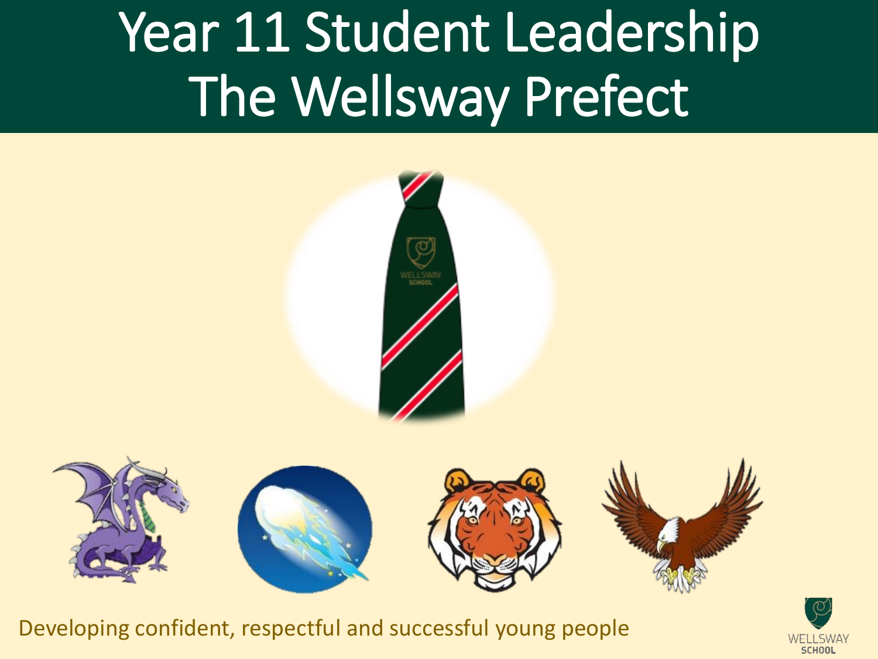# Year 11 Student Leadership
# The Wellsway Prefect

Developing confident, respectful and successful young people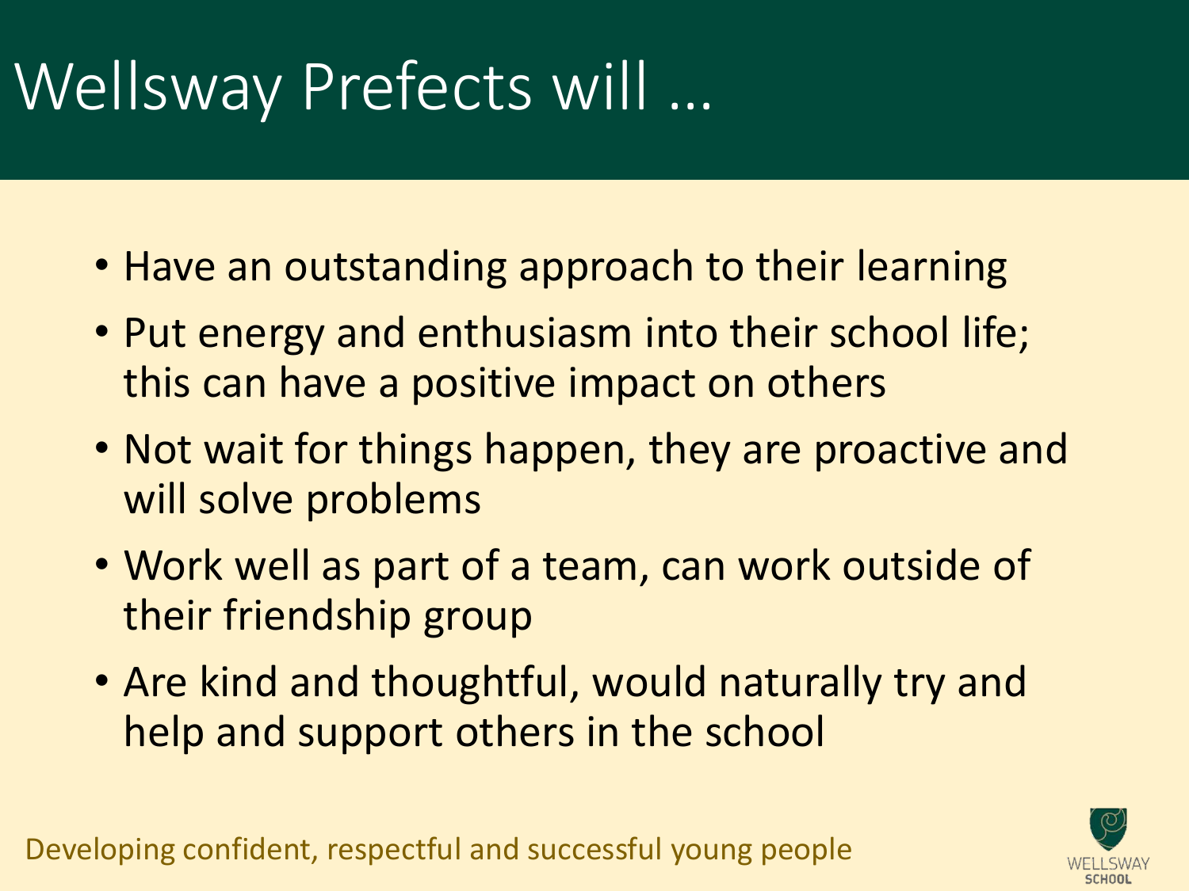# Wellsway Prefects will …

- Have an outstanding approach to their learning
- Put energy and enthusiasm into their school life; this can have a positive impact on others
- Not wait for things happen, they are proactive and will solve problems
- Work well as part of a team, can work outside of their friendship group
- Are kind and thoughtful, would naturally try and help and support others in the school

Developing confident, respectful and successful young people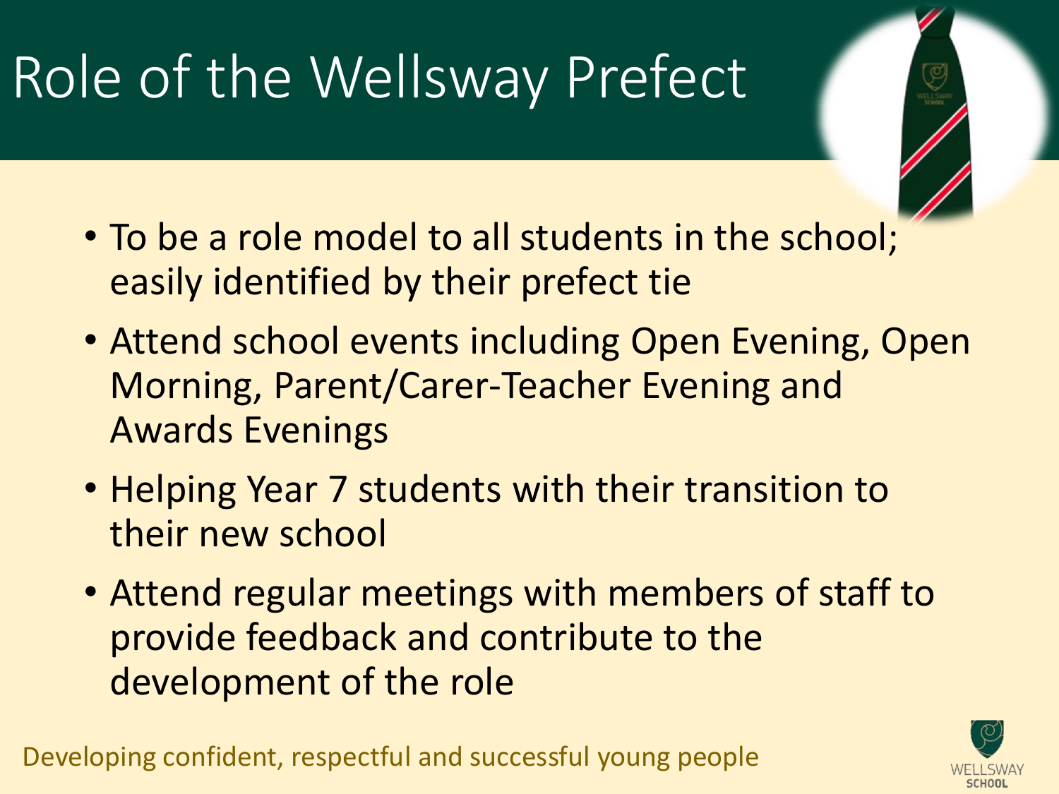# Role of the Wellsway Prefect

- To be a role model to all students in the school; easily identified by their prefect tie
- Attend school events including Open Evening, Open Morning, Parent/Carer-Teacher Evening and Awards Evenings
- Helping Year 7 students with their transition to their new school
- Attend regular meetings with members of staff to provide feedback and contribute to the development of the role

Developing confident, respectful and successful young people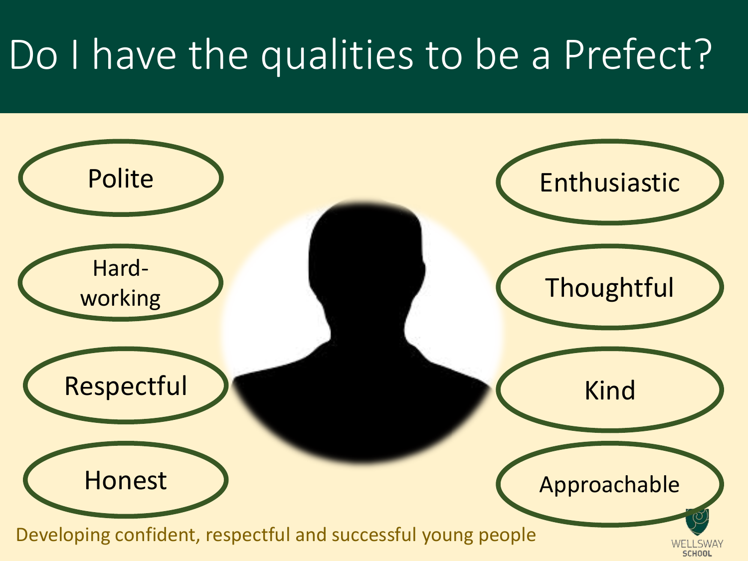# Do I have the qualities to be a Prefect?

- Polite
- Hard-working
- Respectful
- Honest
- Enthusiastic
- Thoughtful
- Kind
- Approachable

Developing confident, respectful and successful young people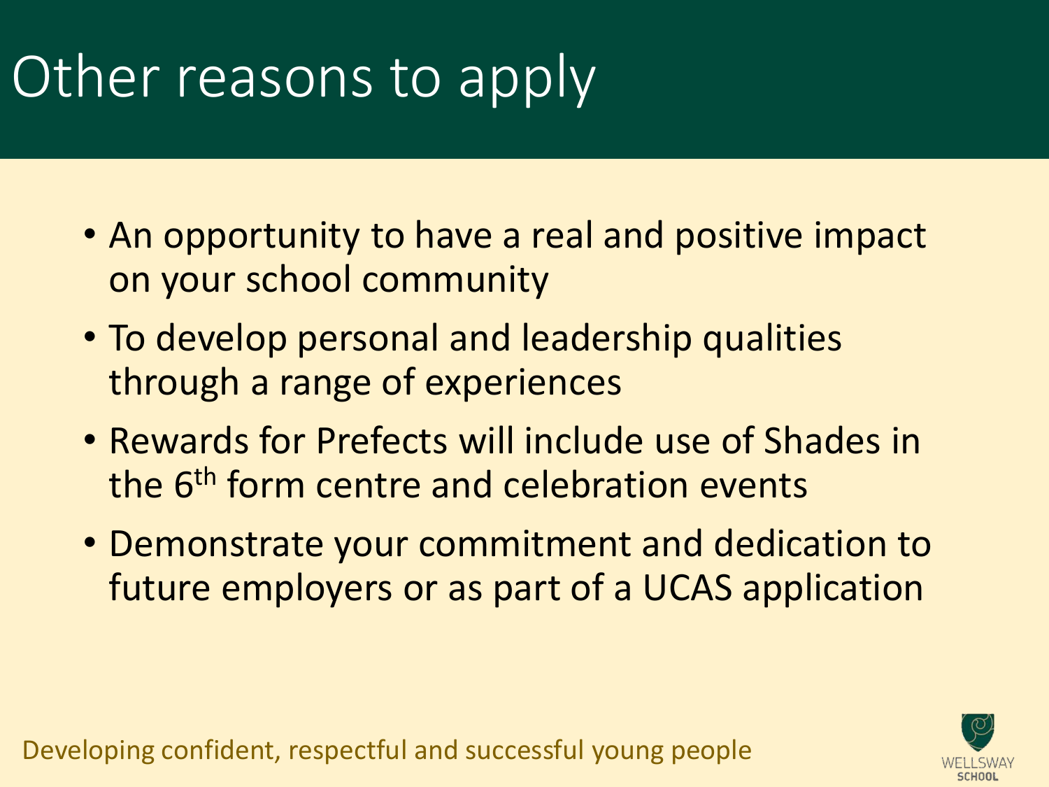# Other reasons to apply

- An opportunity to have a real and positive impact on your school community
- To develop personal and leadership qualities through a range of experiences
- Rewards for Prefects will include use of Shades in the 6th form centre and celebration events
- Demonstrate your commitment and dedication to future employers or as part of a UCAS application

Developing confident, respectful and successful young people

WELLSWAY SCHOOL